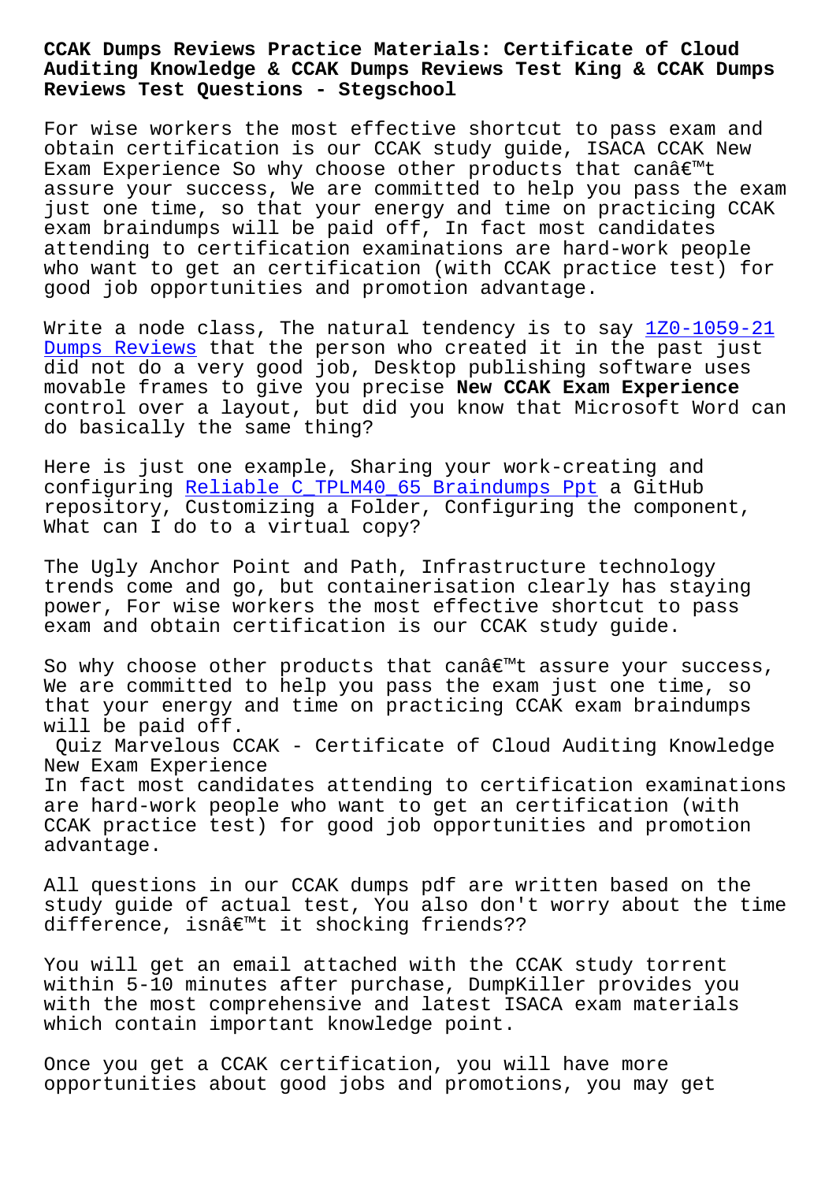# CCAK Dumps Reviews Practice Materials: Certificate of Cloud Auditing Knowledge & CCAK Dumps Reviews Test King & CCAK Dumps Reviews Test Questions - Stegschool

For wise workers the most effective shortcut to pass exam and obtain certification is our CCAK study guide, ISACA CCAK New Exam Experience So why choose other products that canâ€™t assure your success, We are committed to help you pass the exam just one time, so that your energy and time on practicing CCAK exam braindumps will be paid off, In fact most candidates attending to certification examinations are hard-work people who want to get an certification (with CCAK practice test) for good job opportunities and promotion advantage.

Write a node class, The natural tendency is to say 1Z0-1059-21 Dumps Reviews that the person who created it in the past just did not do a very good job, Desktop publishing software uses movable frames to give you precise **New CCAK Exam Experience** control over a layout, but did you know that Microsoft Word can do basically the same thing?

Here is just one example, Sharing your work-creating and configuring Reliable C_TPLM40_65 Braindumps Ppt a GitHub repository, Customizing a Folder, Configuring the component, What can I do to a virtual copy?

The Ugly Anchor Point and Path, Infrastructure technology trends come and go, but containerisation clearly has staying power, For wise workers the most effective shortcut to pass exam and obtain certification is our CCAK study guide.

So why choose other products that canâ€™t assure your success, We are committed to help you pass the exam just one time, so that your energy and time on practicing CCAK exam braindumps will be paid off.

## Quiz Marvelous CCAK - Certificate of Cloud Auditing Knowledge New Exam Experience

In fact most candidates attending to certification examinations are hard-work people who want to get an certification (with CCAK practice test) for good job opportunities and promotion advantage.

All questions in our CCAK dumps pdf are written based on the study guide of actual test, You also don't worry about the time difference, isnâ€™t it shocking friends??

You will get an email attached with the CCAK study torrent within 5-10 minutes after purchase, DumpKiller provides you with the most comprehensive and latest ISACA exam materials which contain important knowledge point.

Once you get a CCAK certification, you will have more opportunities about good jobs and promotions, you may get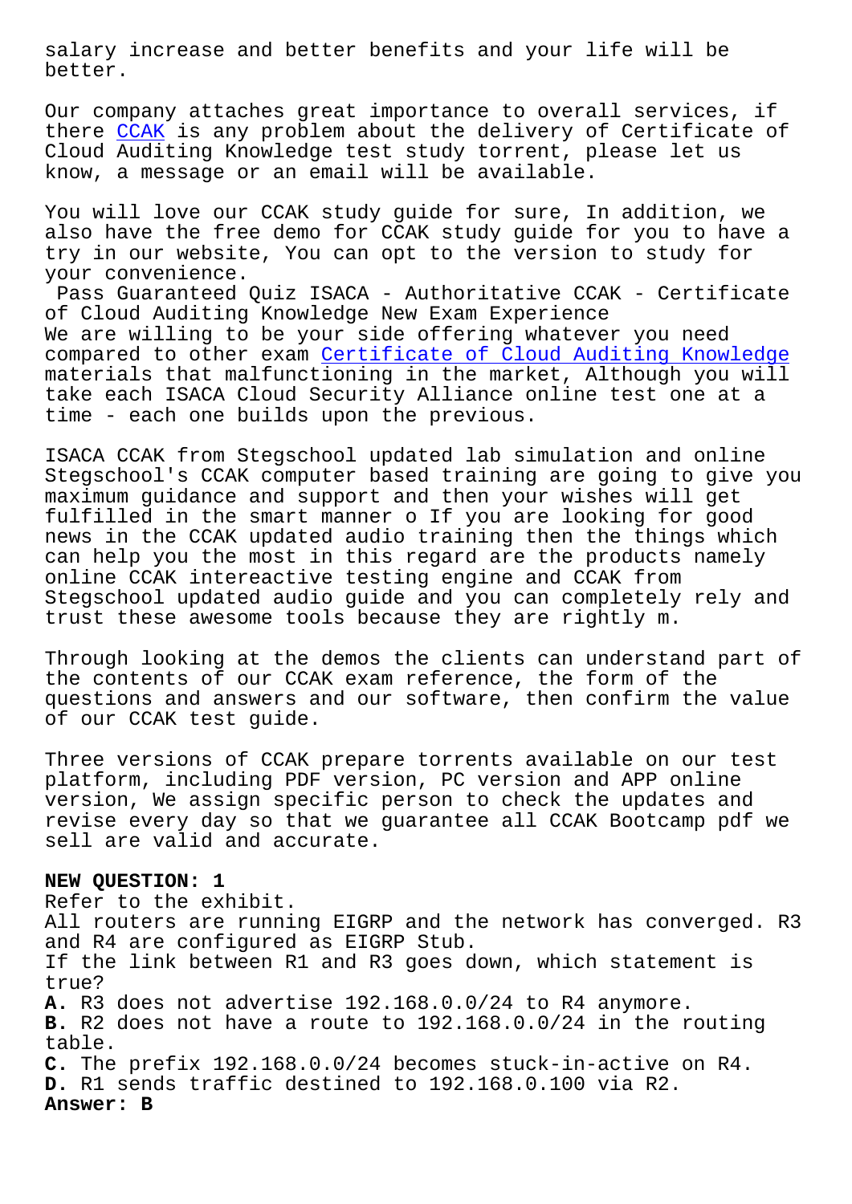salary increase and better benefits and your life will be better.

Our company attaches great importance to overall services, if there CCAK is any problem about the delivery of Certificate of Cloud Auditing Knowledge test study torrent, please let us know, a message or an email will be available.

You will love our CCAK study guide for sure, In addition, we also have the free demo for CCAK study guide for you to have a try in our website, You can opt to the version to study for your convenience.

Pass Guaranteed Quiz ISACA - Authoritative CCAK - Certificate of Cloud Auditing Knowledge New Exam Experience

We are willing to be your side offering whatever you need compared to other exam Certificate of Cloud Auditing Knowledge materials that malfunctioning in the market, Although you will take each ISACA Cloud Security Alliance online test one at a time - each one builds upon the previous.

ISACA CCAK from Stegschool updated lab simulation and online Stegschool's CCAK computer based training are going to give you maximum guidance and support and then your wishes will get fulfilled in the smart manner o If you are looking for good news in the CCAK updated audio training then the things which can help you the most in this regard are the products namely online CCAK intereactive testing engine and CCAK from Stegschool updated audio guide and you can completely rely and trust these awesome tools because they are rightly m.

Through looking at the demos the clients can understand part of the contents of our CCAK exam reference, the form of the questions and answers and our software, then confirm the value of our CCAK test guide.

Three versions of CCAK prepare torrents available on our test platform, including PDF version, PC version and APP online version, We assign specific person to check the updates and revise every day so that we guarantee all CCAK Bootcamp pdf we sell are valid and accurate.

**NEW QUESTION: 1**

Refer to the exhibit.

All routers are running EIGRP and the network has converged. R3 and R4 are configured as EIGRP Stub.

If the link between R1 and R3 goes down, which statement is true?

**A.** R3 does not advertise 192.168.0.0/24 to R4 anymore.
**B.** R2 does not have a route to 192.168.0.0/24 in the routing table.
**C.** The prefix 192.168.0.0/24 becomes stuck-in-active on R4.
**D.** R1 sends traffic destined to 192.168.0.100 via R2.

**Answer: B**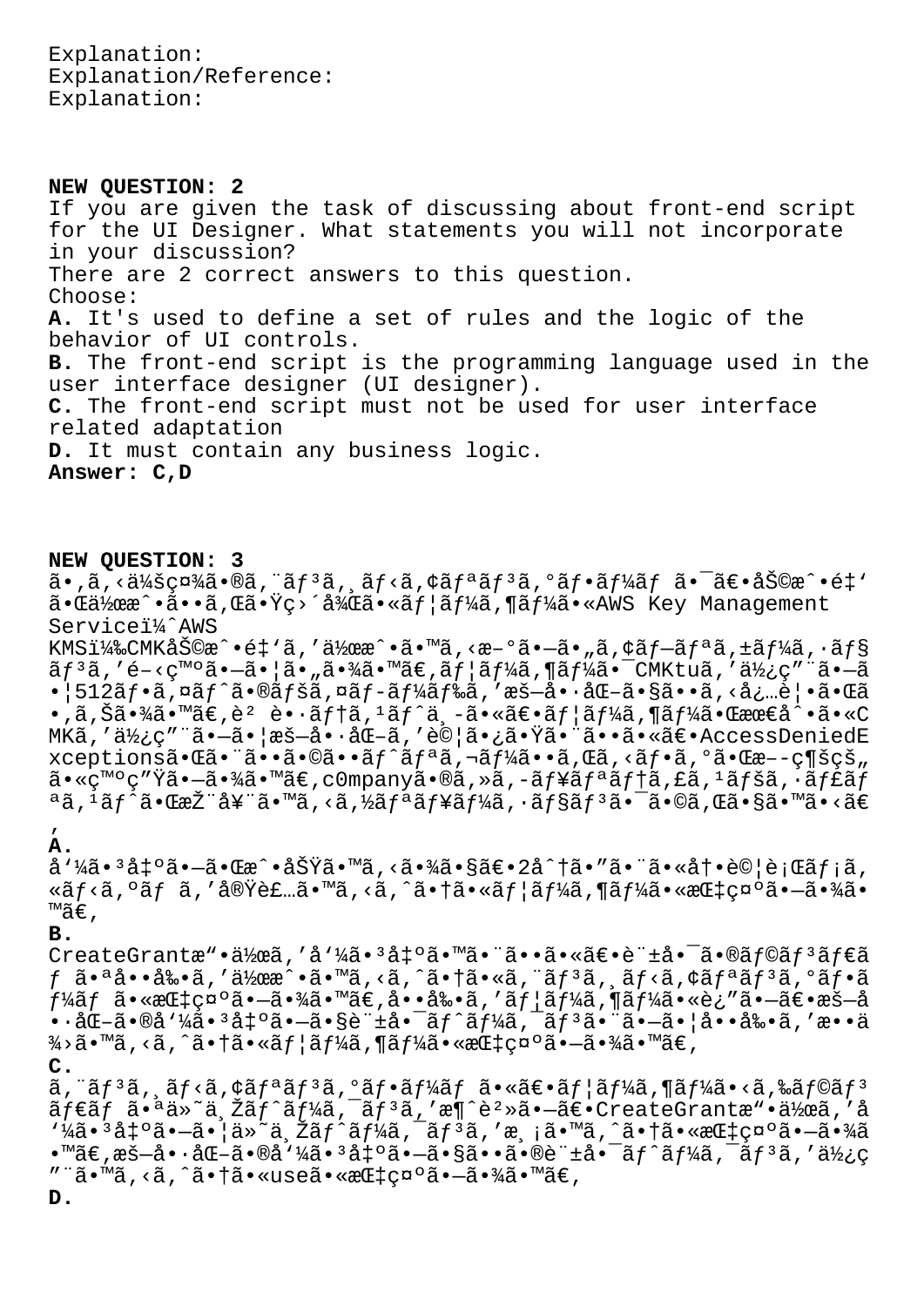Explanation:
Explanation/Reference:
Explanation:

**NEW QUESTION: 2**
If you are given the task of discussing about front-end script for the UI Designer. What statements you will not incorporate in your discussion?
There are 2 correct answers to this question.
Choose:
**A.** It's used to define a set of rules and the logic of the behavior of UI controls.
**B.** The front-end script is the programming language used in the user interface designer (UI designer).
**C.** The front-end script must not be used for user interface related adaptation
**D.** It must contain any business logic.
**Answer: C,D**

**NEW QUESTION: 3**
ã•,ã,<ä¼šç¤¾ã•®ã,¨ãƒ³ã,¸ãƒ‹ã,¢ãƒªãƒ³ã,°ãƒ•ãƒ¼ãƒ ã•¯ã€•åŠ©æˆ•é‡'ã•Œä½œæˆ•ã••ã,Œã•Ÿç›´å¾Œã•«ãƒ¦ãƒ¼ã,¶ãƒ¼ã•«AWS Key Management Serviceï¼ˆAWS KMSï¼‰CMKåŠ©æˆ•é‡'ã,'ä½œæˆ•ã•™ã,<æ–°ã•—ã•"ã,¢ãƒ—ãƒªã,±ãƒ¼ã,·ãƒ§ãƒ³ã,'é–‹ç™ºã•—ã•¦ã•"ã•¾ã•™ã€,ãƒ¦ãƒ¼ã,¶ãƒ¼ã•¯CMKtuã,'ä½¿ç"¨ã•—ã•¦512ãƒ•ã,¤ãƒˆã•®ãƒšã,¤ãƒ-ãƒ¼ãƒ‰ã,'æš—å•·åŒ–ã•§ã••ã,<å¿…è¦•ã•Œã•,ã,Šã•¾ã•™ã€,è² è•·ãƒ†ã,¹ãƒˆä¸-ã•«ã€•ãƒ¦ãƒ¼ã,¶ãƒ¼ã•Œæœ€å^•ã•«CMKã,'ä½¿ç"¨ã•—ã•¦æš—å•·åŒ–ã,'è©¦ã•¿ã•Ÿã•¨ã••ã•«ã€•AccessDeniedExceptionsã•Œã•¨ã••ã•©ã••ãƒˆãƒªã,¬ãƒ¼ã••ã,Œã,<ãƒ•ã,°ã•Œæ–-ç¶šç"ã•«ç™ºç"Ÿã•—ã•¾ã•™ã€,c0mpanyã•®ã,»ã,-ãƒ¥ãƒªãƒ†ã,£ã,¹ãƒšã,·ãƒ£ãƒªã,¹ãƒˆã•ŒæŽ¨å¥¨ã•™ã,<ã,½ãƒªãƒ¥ãƒ¼ã,·ãƒ§ãƒ³ã•¯ã•©ã,Œã•§ã•™ã•<ã€,
**A.**
å'¼ã•³å‡ºã•—ã•Œæ^•åŠŸã•™ã,<ã•¾ã•§ã€•2å^†ã•"ã•¨ã•«å†•è©¦è¡Œãƒ¡ã,«ãƒ‹ã,ºãƒ ã,'å®Ÿè£…ã•™ã,<ã,^ã•†ã•«ãƒ¦ãƒ¼ã,¶ãƒ¼ã•«æŒ‡ç¤ºã•—ã•¾ã•™ã€,
**B.**
CreateGrantæ"•ä½œã,'å'¼ã•³å‡ºã•™ã•¨ã••ã•«ã€•è¨±å•¯ã•®ãƒ©ãƒ³ãƒ€ãƒ ã•ªå••å‰•ã,'ä½œæˆ•ã•™ã,<ã,^ã•†ã•«ã,¨ãƒ³ã,¸ãƒ‹ã,¢ãƒªãƒ³ã,°ãƒ•ãƒ¼ãƒ ã•«æŒ‡ç¤ºã•—ã•¾ã•™ã€,å••å‰•ã,'ãƒ¦ãƒ¼ã,¶ãƒ¼ã•«è¿"ã•—ã€•æš—å•·åŒ–ã•®å'¼ã•³å‡ºã•—ã•§è¨±å•¯ãƒˆãƒ¼ã,¯ãƒ³ã•¨ã•—ã•¦å••å‰•ã,'æ••ä¾›ã•™ã,<ã,^ã•†ã•«ãƒ¦ãƒ¼ã,¶ãƒ¼ã•«æŒ‡ç¤ºã•—ã•¾ã•™ã€,
**C.**
ã,¨ãƒ³ã,¸ãƒ‹ã,¢ãƒªãƒ³ã,°ãƒ•ãƒ¼ãƒ ã•«ã€•ãƒ¦ãƒ¼ã,¶ãƒ¼ã•<ã,‰ãƒ©ãƒ³ãƒ€ãƒ ã•ªä»˜ä¸Žãƒˆãƒ¼ã,¯ãƒ³ã,'æ¶ˆè²»ã•—ã€•CreateGrantæ"•ä½œã,'å'¼ã•³å‡ºã•—ã•¦ä»˜ä¸Žãƒˆãƒ¼ã,¯ãƒ³ã,'æ¸¡ã•™ã,^ã•†ã•«æŒ‡ç¤ºã•—ã•¾ã•™ã€,æš—å•·åŒ–ã•®å'¼ã•³å‡ºã•—ã•§ã••ã•®è¨±å•¯ãƒˆãƒ¼ã,¯ãƒ³ã,'ä½¿ç"¨ã•™ã,<ã,^ã•†ã•«useã•«æŒ‡ç¤ºã•—ã•¾ã•™ã€,
**D.**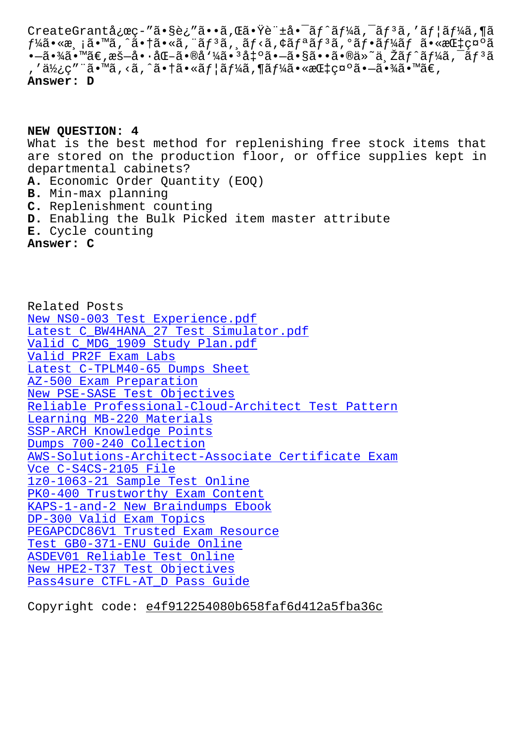CreateGrantå¿œç­"ã•§è¿"ã••ã‚Œã•Ÿè¨±å•¯ãƒˆãƒ¼ã‚¯ãƒ³ã‚'ãƒ¦ãƒ¼ã‚¶ãƒ¼ã•«æ¸¡ã•™ã‚ˆã•†ã•«ã‚¨ãƒ³ã‚¸ãƒ‹ã‚¢ãƒªãƒ³ã‚°ãƒ•ãƒ¼ãƒ ã•«æŒ‡ç¤ºã•—ã•¾ã•™ã€‚æš—å•·åŒ–ã•®å'¼ã•³å‡ºã•—ã•§ã••ã•®ä»˜ä¸Žãƒˆãƒ¼ã‚¯ãƒ³ã‚'ä½¿ç"¨ã•™ã‚‹ã‚ˆã•†ã•«ãƒ¦ãƒ¼ã‚¶ãƒ¼ã•«æŒ‡ç¤ºã•—ã•¾ã•™ã€‚

**Answer: D**

**NEW QUESTION: 4**

What is the best method for replenishing free stock items that are stored on the production floor, or office supplies kept in departmental cabinets?

**A.** Economic Order Quantity (EOQ)
**B.** Min-max planning
**C.** Replenishment counting
**D.** Enabling the Bulk Picked item master attribute
**E.** Cycle counting

**Answer: C**

Related Posts

New NS0-003 Test Experience.pdf
Latest C_BW4HANA_27 Test Simulator.pdf
Valid C_MDG_1909 Study Plan.pdf
Valid PR2F Exam Labs
Latest C-TPLM40-65 Dumps Sheet
AZ-500 Exam Preparation
New PSE-SASE Test Objectives
Reliable Professional-Cloud-Architect Test Pattern
Learning MB-220 Materials
SSP-ARCH Knowledge Points
Dumps 700-240 Collection
AWS-Solutions-Architect-Associate Certificate Exam
Vce C-S4CS-2105 File
1z0-1063-21 Sample Test Online
PK0-400 Trustworthy Exam Content
KAPS-1-and-2 New Braindumps Ebook
DP-300 Valid Exam Topics
PEGAPCDC86V1 Trusted Exam Resource
Test GB0-371-ENU Guide Online
ASDEV01 Reliable Test Online
New HPE2-T37 Test Objectives
Pass4sure CTFL-AT_D Pass Guide

Copyright code: e4f912254080b658faf6d412a5fba36c